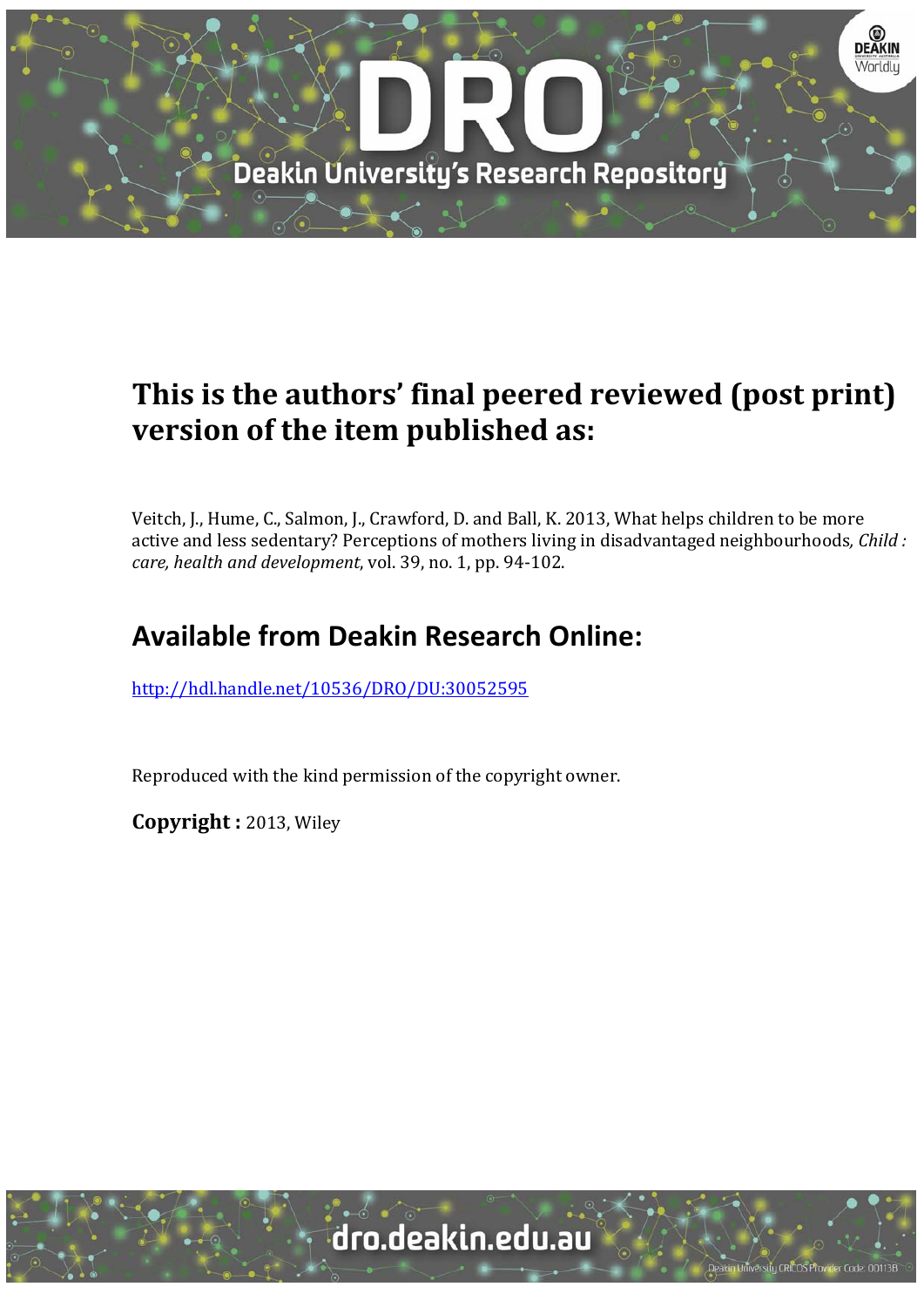# This is the authors' final peered reviewed (post print) version of the item published as:

Veitch, J., Hume, C., Salmon, J., Crawford, D. and Ball, K. 2013, What helps children to be more active and less sedentary? Perceptions of mothers living in disadvantaged neighbourhoods*, Child : care, health and development*, vol. 39, no. 1, pp. 94-102.

## Available from Deakin Research Online:

http://hdl.handle.net/10536/DRO/DU:30052595

Reproduced with the kind permission of the copyright owner.

**Copyright :** 2013, Wiley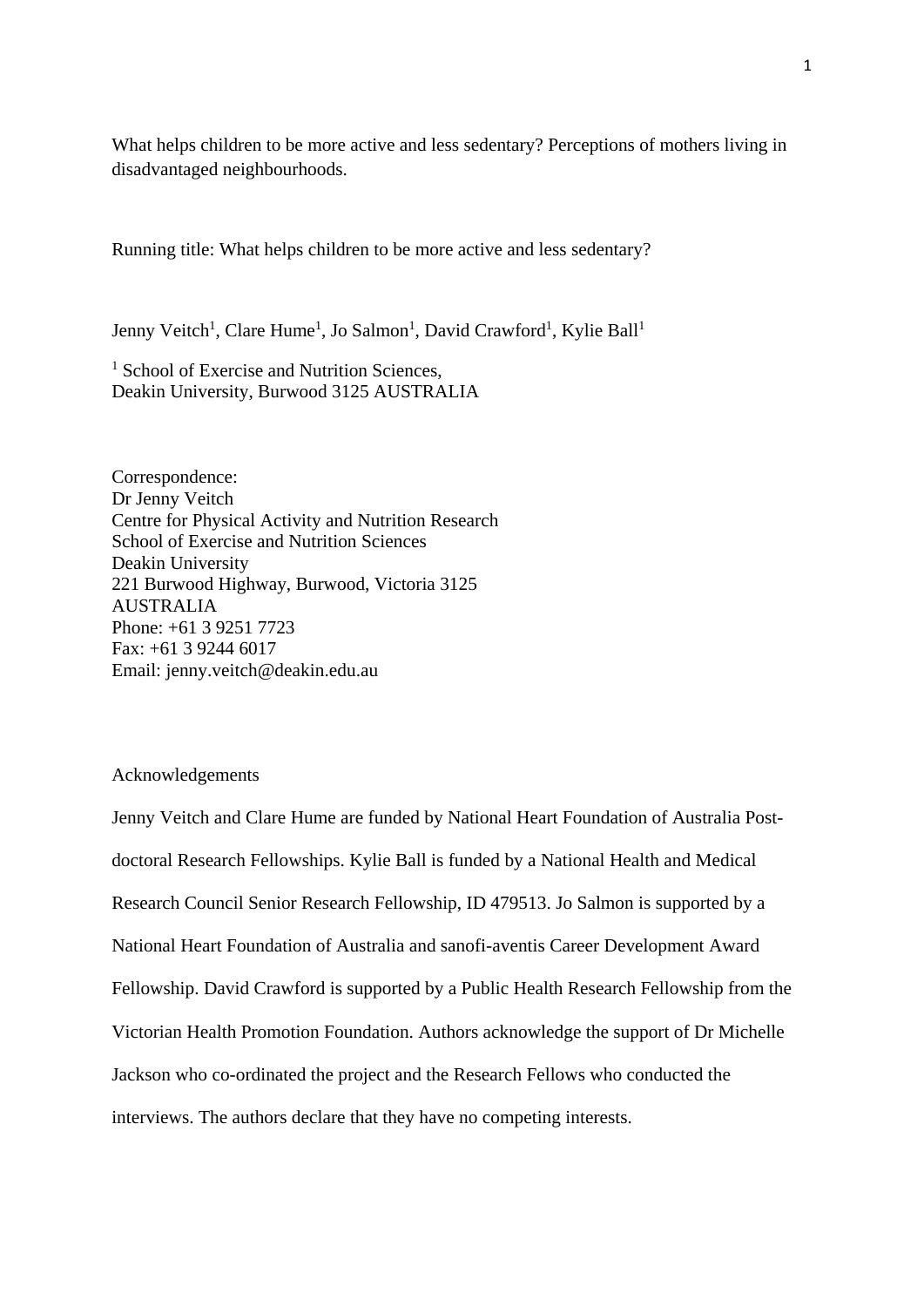What helps children to be more active and less sedentary? Perceptions of mothers living in disadvantaged neighbourhoods.

Running title: What helps children to be more active and less sedentary?

Jenny Veitch[1], Clare Hume[1], Jo Salmon[1], David Crawford[1], Kylie Ball[1]

[1] School of Exercise and Nutrition Sciences,
Deakin University, Burwood 3125 AUSTRALIA

Correspondence:
Dr Jenny Veitch
Centre for Physical Activity and Nutrition Research
School of Exercise and Nutrition Sciences
Deakin University
221 Burwood Highway, Burwood, Victoria 3125
AUSTRALIA
Phone: +61 3 9251 7723
Fax: +61 3 9244 6017
Email: jenny.veitch@deakin.edu.au

Acknowledgements

Jenny Veitch and Clare Hume are funded by National Heart Foundation of Australia Post-doctoral Research Fellowships. Kylie Ball is funded by a National Health and Medical Research Council Senior Research Fellowship, ID 479513. Jo Salmon is supported by a National Heart Foundation of Australia and sanofi-aventis Career Development Award Fellowship. David Crawford is supported by a Public Health Research Fellowship from the Victorian Health Promotion Foundation. Authors acknowledge the support of Dr Michelle Jackson who co-ordinated the project and the Research Fellows who conducted the interviews. The authors declare that they have no competing interests.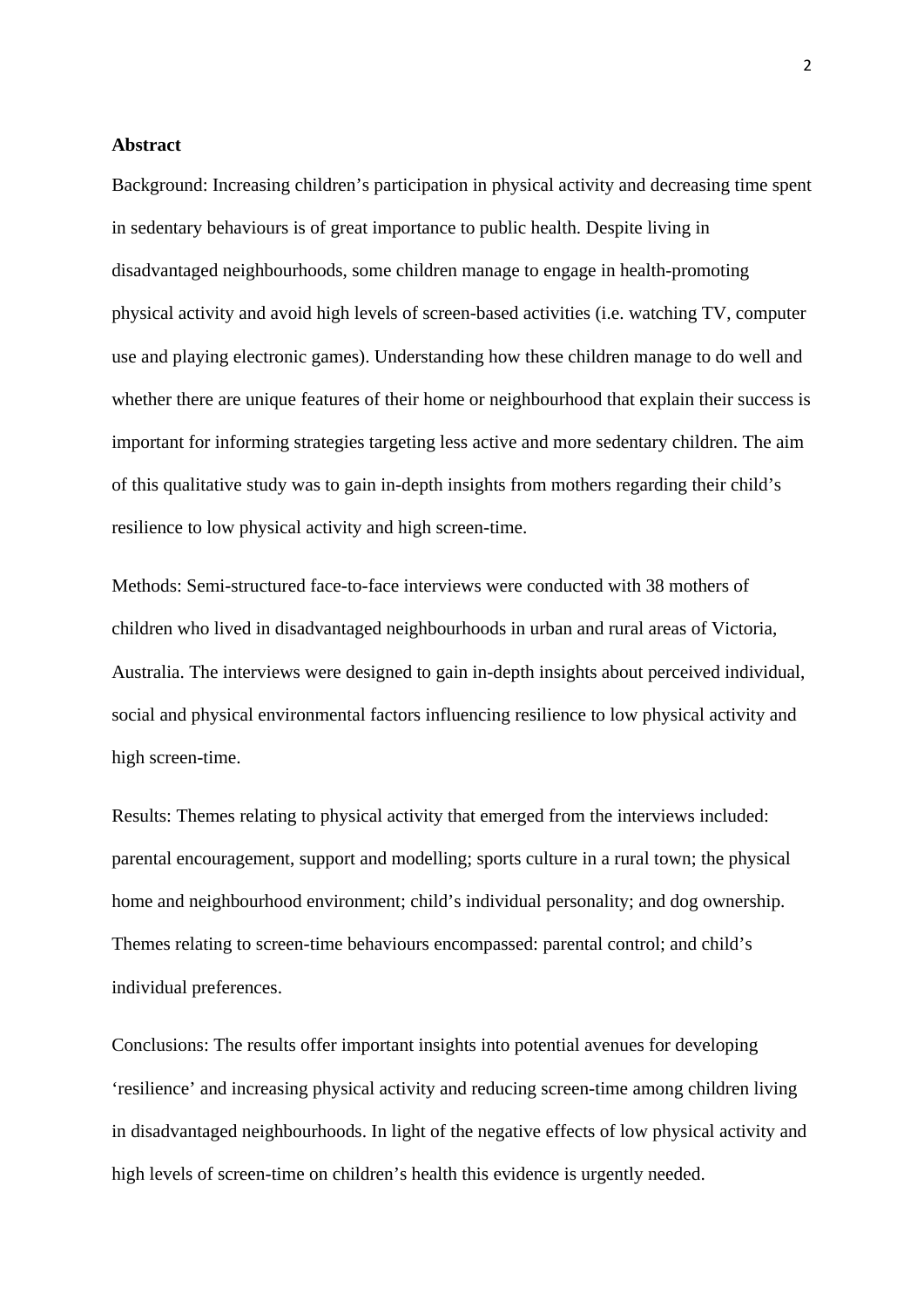**Abstract**

Background: Increasing children's participation in physical activity and decreasing time spent in sedentary behaviours is of great importance to public health. Despite living in disadvantaged neighbourhoods, some children manage to engage in health-promoting physical activity and avoid high levels of screen-based activities (i.e. watching TV, computer use and playing electronic games). Understanding how these children manage to do well and whether there are unique features of their home or neighbourhood that explain their success is important for informing strategies targeting less active and more sedentary children. The aim of this qualitative study was to gain in-depth insights from mothers regarding their child's resilience to low physical activity and high screen-time.

Methods: Semi-structured face-to-face interviews were conducted with 38 mothers of children who lived in disadvantaged neighbourhoods in urban and rural areas of Victoria, Australia. The interviews were designed to gain in-depth insights about perceived individual, social and physical environmental factors influencing resilience to low physical activity and high screen-time.

Results: Themes relating to physical activity that emerged from the interviews included: parental encouragement, support and modelling; sports culture in a rural town; the physical home and neighbourhood environment; child's individual personality; and dog ownership. Themes relating to screen-time behaviours encompassed: parental control; and child's individual preferences.

Conclusions: The results offer important insights into potential avenues for developing 'resilience' and increasing physical activity and reducing screen-time among children living in disadvantaged neighbourhoods. In light of the negative effects of low physical activity and high levels of screen-time on children's health this evidence is urgently needed.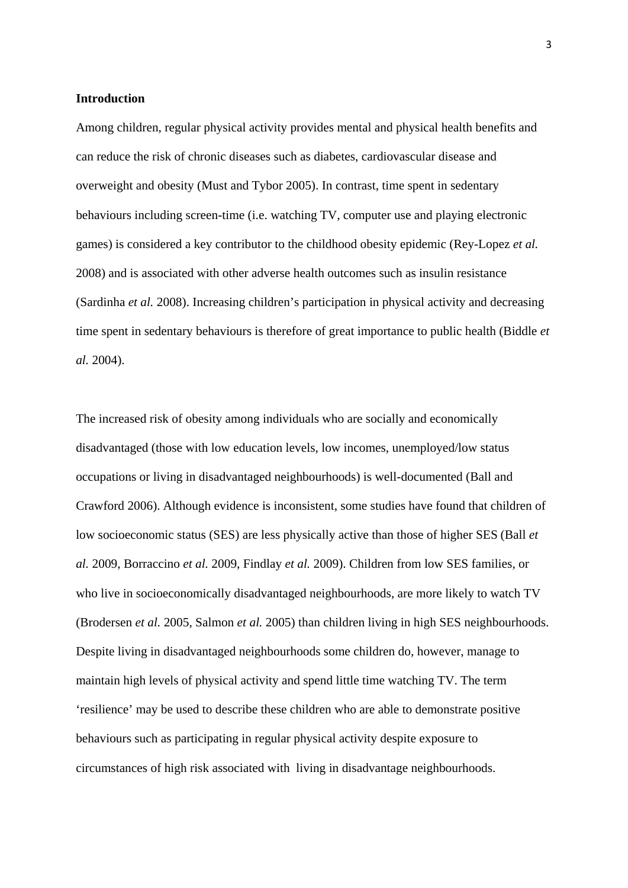**Introduction**

Among children, regular physical activity provides mental and physical health benefits and can reduce the risk of chronic diseases such as diabetes, cardiovascular disease and overweight and obesity (Must and Tybor 2005). In contrast, time spent in sedentary behaviours including screen-time (i.e. watching TV, computer use and playing electronic games) is considered a key contributor to the childhood obesity epidemic (Rey-Lopez *et al.* 2008) and is associated with other adverse health outcomes such as insulin resistance (Sardinha *et al.* 2008). Increasing children's participation in physical activity and decreasing time spent in sedentary behaviours is therefore of great importance to public health (Biddle *et al.* 2004).

The increased risk of obesity among individuals who are socially and economically disadvantaged (those with low education levels, low incomes, unemployed/low status occupations or living in disadvantaged neighbourhoods) is well-documented (Ball and Crawford 2006). Although evidence is inconsistent, some studies have found that children of low socioeconomic status (SES) are less physically active than those of higher SES (Ball *et al.* 2009, Borraccino *et al.* 2009, Findlay *et al.* 2009). Children from low SES families, or who live in socioeconomically disadvantaged neighbourhoods, are more likely to watch TV (Brodersen *et al.* 2005, Salmon *et al.* 2005) than children living in high SES neighbourhoods. Despite living in disadvantaged neighbourhoods some children do, however, manage to maintain high levels of physical activity and spend little time watching TV. The term 'resilience' may be used to describe these children who are able to demonstrate positive behaviours such as participating in regular physical activity despite exposure to circumstances of high risk associated with living in disadvantage neighbourhoods.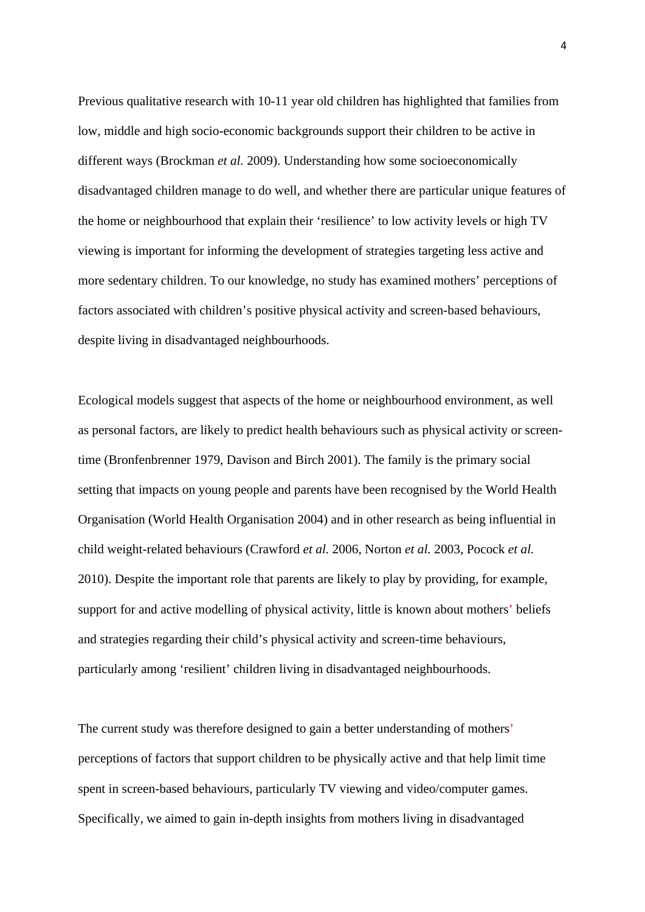Previous qualitative research with 10-11 year old children has highlighted that families from low, middle and high socio-economic backgrounds support their children to be active in different ways (Brockman *et al.* 2009). Understanding how some socioeconomically disadvantaged children manage to do well, and whether there are particular unique features of the home or neighbourhood that explain their 'resilience' to low activity levels or high TV viewing is important for informing the development of strategies targeting less active and more sedentary children. To our knowledge, no study has examined mothers' perceptions of factors associated with children's positive physical activity and screen-based behaviours, despite living in disadvantaged neighbourhoods.

Ecological models suggest that aspects of the home or neighbourhood environment, as well as personal factors, are likely to predict health behaviours such as physical activity or screen-time (Bronfenbrenner 1979, Davison and Birch 2001). The family is the primary social setting that impacts on young people and parents have been recognised by the World Health Organisation (World Health Organisation 2004) and in other research as being influential in child weight-related behaviours (Crawford *et al.* 2006, Norton *et al.* 2003, Pocock *et al.* 2010). Despite the important role that parents are likely to play by providing, for example, support for and active modelling of physical activity, little is known about mothers' beliefs and strategies regarding their child's physical activity and screen-time behaviours, particularly among 'resilient' children living in disadvantaged neighbourhoods.

The current study was therefore designed to gain a better understanding of mothers' perceptions of factors that support children to be physically active and that help limit time spent in screen-based behaviours, particularly TV viewing and video/computer games. Specifically, we aimed to gain in-depth insights from mothers living in disadvantaged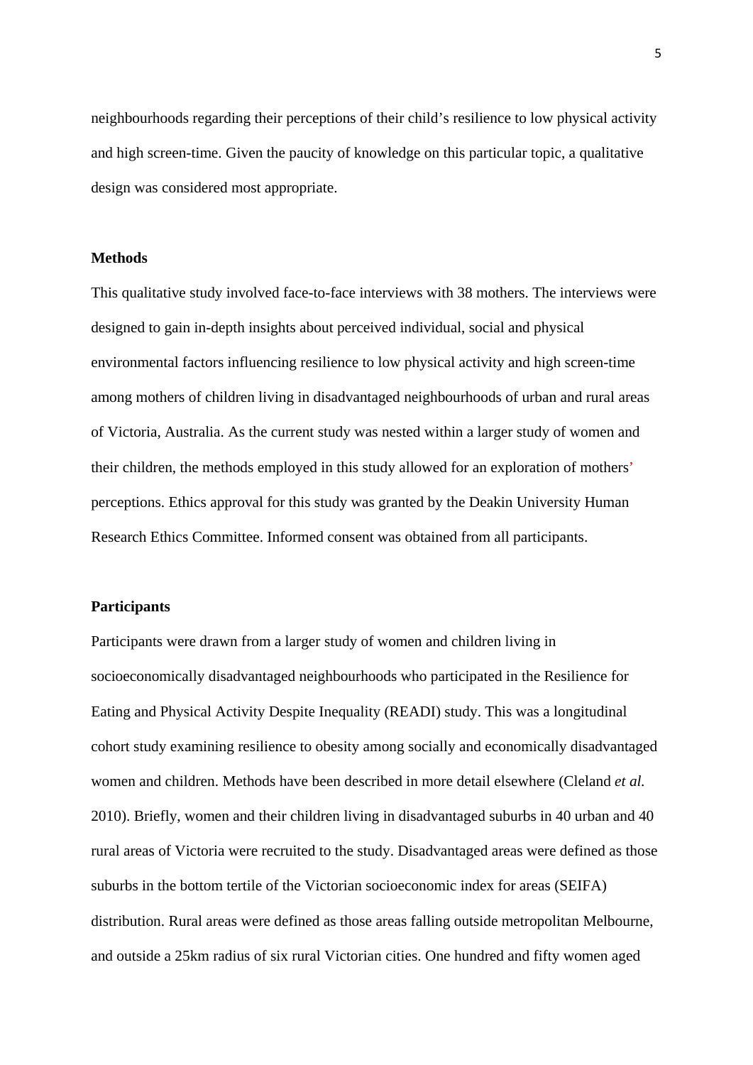neighbourhoods regarding their perceptions of their child's resilience to low physical activity and high screen-time. Given the paucity of knowledge on this particular topic, a qualitative design was considered most appropriate.

## Methods

This qualitative study involved face-to-face interviews with 38 mothers. The interviews were designed to gain in-depth insights about perceived individual, social and physical environmental factors influencing resilience to low physical activity and high screen-time among mothers of children living in disadvantaged neighbourhoods of urban and rural areas of Victoria, Australia. As the current study was nested within a larger study of women and their children, the methods employed in this study allowed for an exploration of mothers' perceptions. Ethics approval for this study was granted by the Deakin University Human Research Ethics Committee. Informed consent was obtained from all participants.

## Participants

Participants were drawn from a larger study of women and children living in socioeconomically disadvantaged neighbourhoods who participated in the Resilience for Eating and Physical Activity Despite Inequality (READI) study. This was a longitudinal cohort study examining resilience to obesity among socially and economically disadvantaged women and children. Methods have been described in more detail elsewhere (Cleland *et al.* 2010). Briefly, women and their children living in disadvantaged suburbs in 40 urban and 40 rural areas of Victoria were recruited to the study. Disadvantaged areas were defined as those suburbs in the bottom tertile of the Victorian socioeconomic index for areas (SEIFA) distribution. Rural areas were defined as those areas falling outside metropolitan Melbourne, and outside a 25km radius of six rural Victorian cities. One hundred and fifty women aged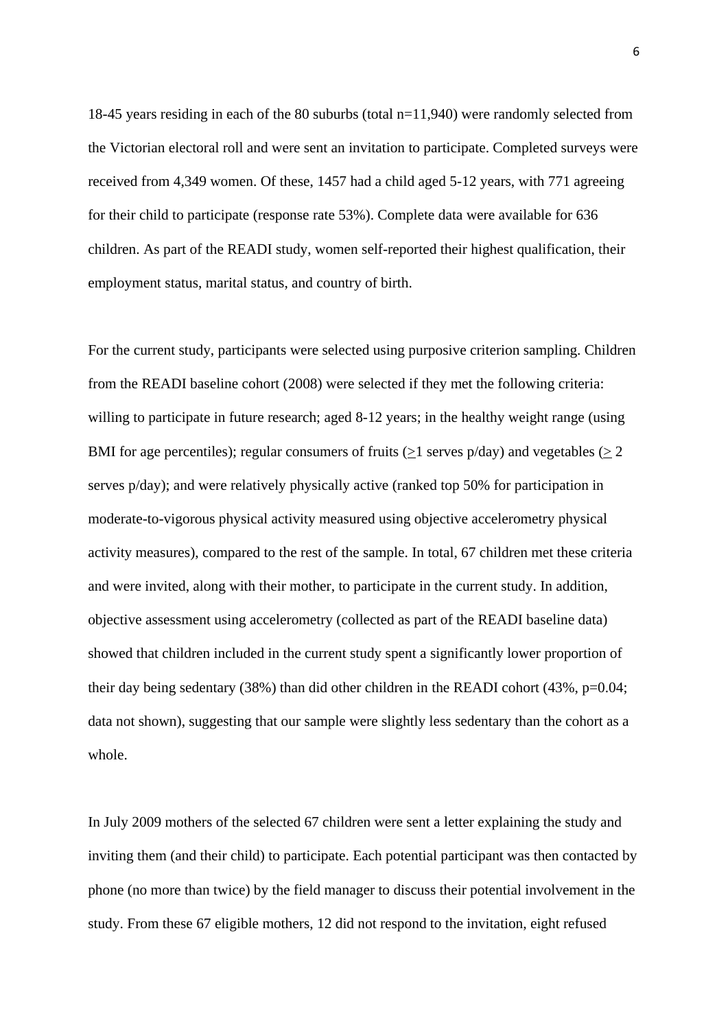18-45 years residing in each of the 80 suburbs (total n=11,940) were randomly selected from the Victorian electoral roll and were sent an invitation to participate. Completed surveys were received from 4,349 women. Of these, 1457 had a child aged 5-12 years, with 771 agreeing for their child to participate (response rate 53%). Complete data were available for 636 children. As part of the READI study, women self-reported their highest qualification, their employment status, marital status, and country of birth.

For the current study, participants were selected using purposive criterion sampling. Children from the READI baseline cohort (2008) were selected if they met the following criteria: willing to participate in future research; aged 8-12 years; in the healthy weight range (using BMI for age percentiles); regular consumers of fruits (≥1 serves p/day) and vegetables (≥ 2 serves p/day); and were relatively physically active (ranked top 50% for participation in moderate-to-vigorous physical activity measured using objective accelerometry physical activity measures), compared to the rest of the sample. In total, 67 children met these criteria and were invited, along with their mother, to participate in the current study. In addition, objective assessment using accelerometry (collected as part of the READI baseline data) showed that children included in the current study spent a significantly lower proportion of their day being sedentary (38%) than did other children in the READI cohort (43%, $p=0.04$; data not shown), suggesting that our sample were slightly less sedentary than the cohort as a whole.

In July 2009 mothers of the selected 67 children were sent a letter explaining the study and inviting them (and their child) to participate. Each potential participant was then contacted by phone (no more than twice) by the field manager to discuss their potential involvement in the study. From these 67 eligible mothers, 12 did not respond to the invitation, eight refused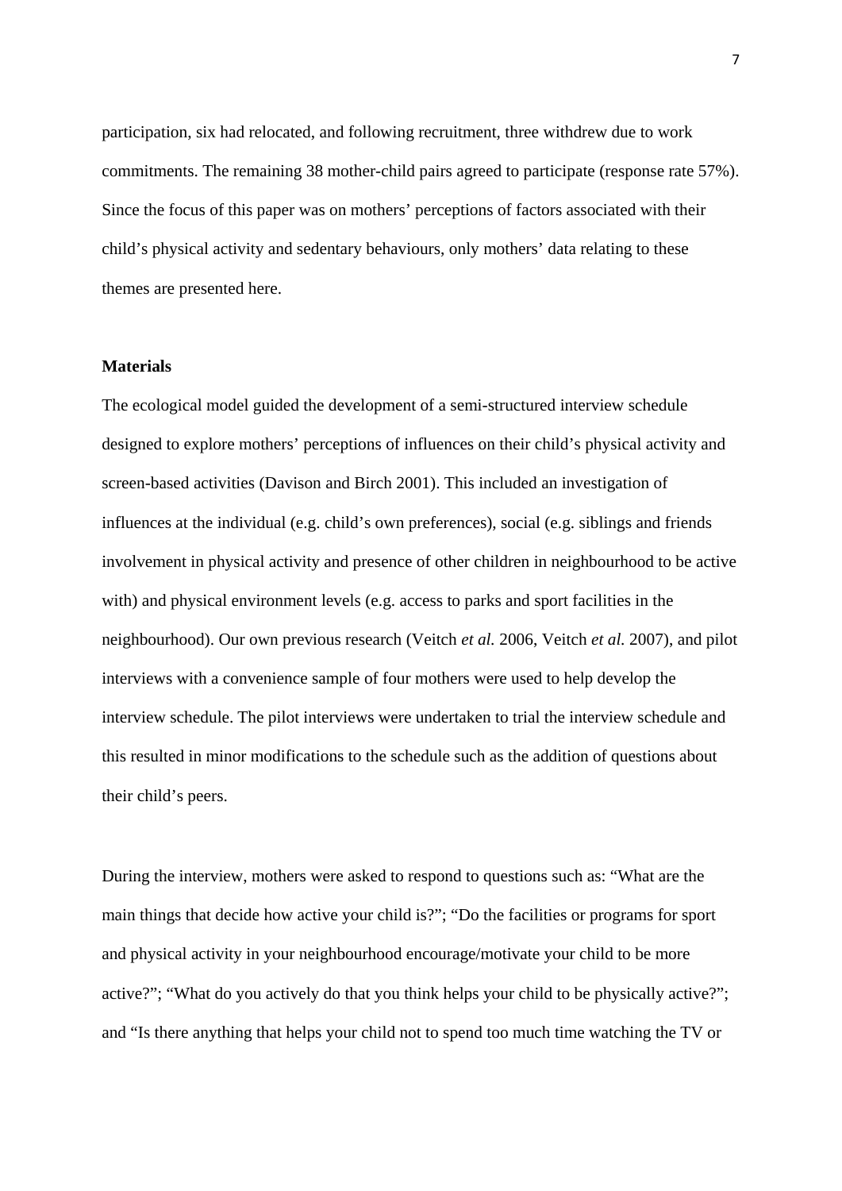participation, six had relocated, and following recruitment, three withdrew due to work commitments. The remaining 38 mother-child pairs agreed to participate (response rate 57%). Since the focus of this paper was on mothers' perceptions of factors associated with their child's physical activity and sedentary behaviours, only mothers' data relating to these themes are presented here.

**Materials**

The ecological model guided the development of a semi-structured interview schedule designed to explore mothers' perceptions of influences on their child's physical activity and screen-based activities (Davison and Birch 2001). This included an investigation of influences at the individual (e.g. child's own preferences), social (e.g. siblings and friends involvement in physical activity and presence of other children in neighbourhood to be active with) and physical environment levels (e.g. access to parks and sport facilities in the neighbourhood). Our own previous research (Veitch *et al.* 2006, Veitch *et al.* 2007), and pilot interviews with a convenience sample of four mothers were used to help develop the interview schedule. The pilot interviews were undertaken to trial the interview schedule and this resulted in minor modifications to the schedule such as the addition of questions about their child's peers.

During the interview, mothers were asked to respond to questions such as: "What are the main things that decide how active your child is?"; "Do the facilities or programs for sport and physical activity in your neighbourhood encourage/motivate your child to be more active?"; "What do you actively do that you think helps your child to be physically active?"; and "Is there anything that helps your child not to spend too much time watching the TV or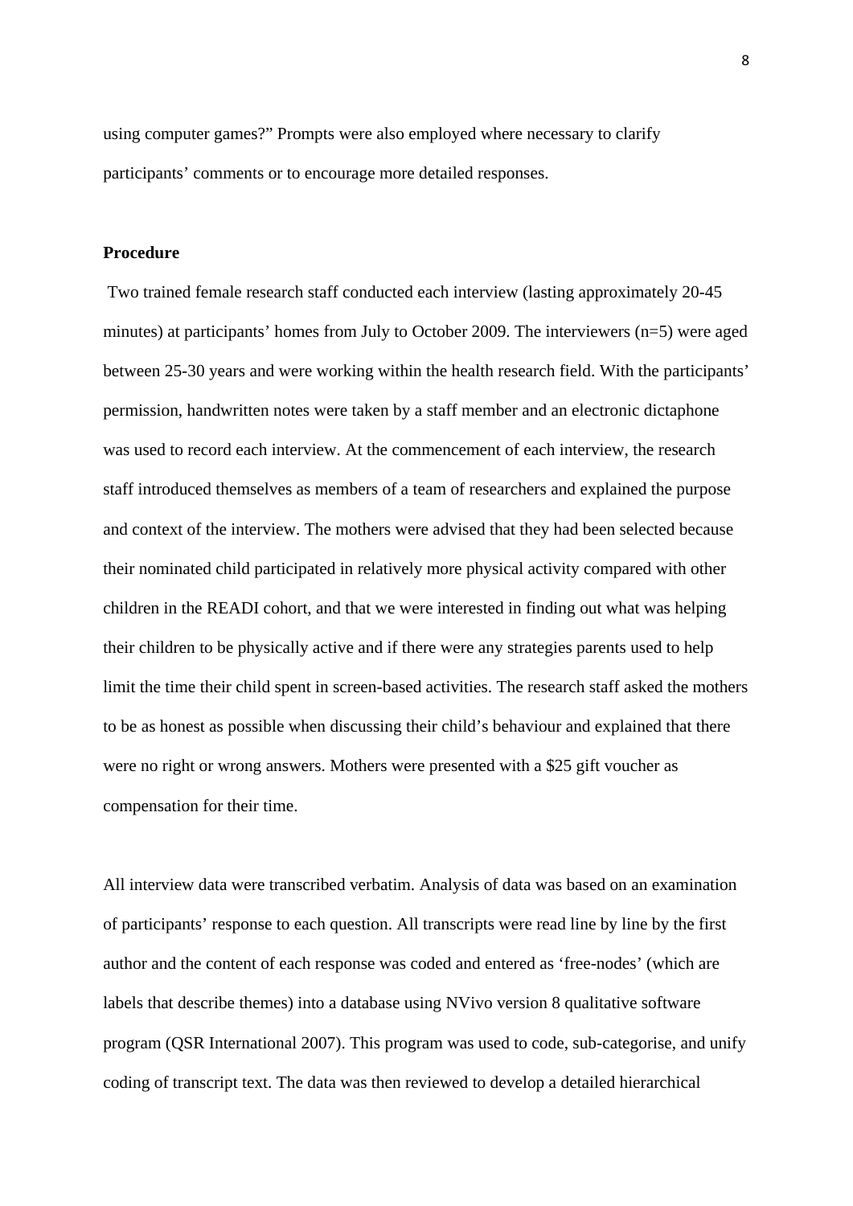using computer games?" Prompts were also employed where necessary to clarify participants' comments or to encourage more detailed responses.

**Procedure**

Two trained female research staff conducted each interview (lasting approximately 20-45 minutes) at participants' homes from July to October 2009. The interviewers (n=5) were aged between 25-30 years and were working within the health research field. With the participants' permission, handwritten notes were taken by a staff member and an electronic dictaphone was used to record each interview. At the commencement of each interview, the research staff introduced themselves as members of a team of researchers and explained the purpose and context of the interview. The mothers were advised that they had been selected because their nominated child participated in relatively more physical activity compared with other children in the READI cohort, and that we were interested in finding out what was helping their children to be physically active and if there were any strategies parents used to help limit the time their child spent in screen-based activities. The research staff asked the mothers to be as honest as possible when discussing their child's behaviour and explained that there were no right or wrong answers. Mothers were presented with a $25 gift voucher as compensation for their time.

All interview data were transcribed verbatim. Analysis of data was based on an examination of participants' response to each question. All transcripts were read line by line by the first author and the content of each response was coded and entered as 'free-nodes' (which are labels that describe themes) into a database using NVivo version 8 qualitative software program (QSR International 2007). This program was used to code, sub-categorise, and unify coding of transcript text. The data was then reviewed to develop a detailed hierarchical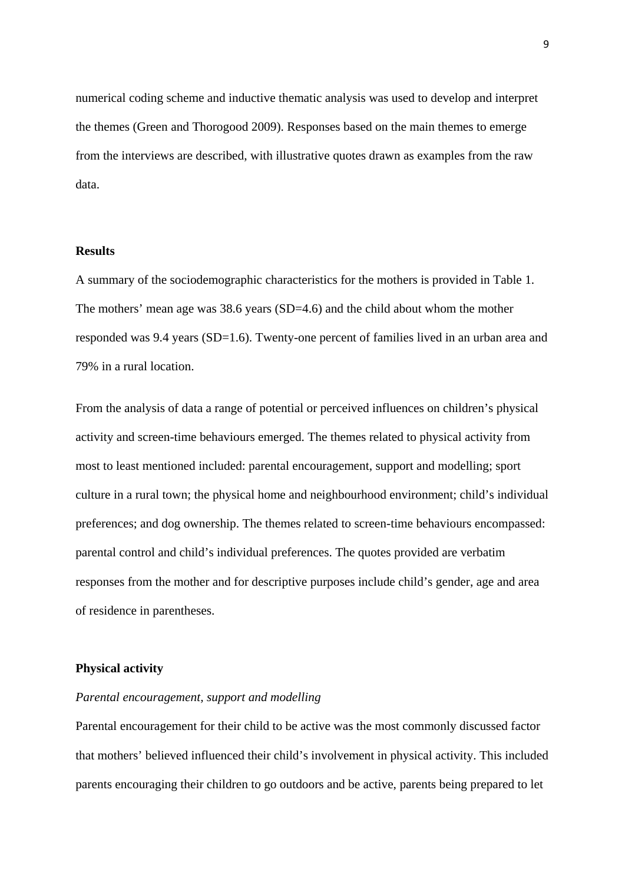numerical coding scheme and inductive thematic analysis was used to develop and interpret the themes (Green and Thorogood 2009). Responses based on the main themes to emerge from the interviews are described, with illustrative quotes drawn as examples from the raw data.

## Results

A summary of the sociodemographic characteristics for the mothers is provided in Table 1. The mothers' mean age was 38.6 years (SD=4.6) and the child about whom the mother responded was 9.4 years (SD=1.6). Twenty-one percent of families lived in an urban area and 79% in a rural location.

From the analysis of data a range of potential or perceived influences on children's physical activity and screen-time behaviours emerged. The themes related to physical activity from most to least mentioned included: parental encouragement, support and modelling; sport culture in a rural town; the physical home and neighbourhood environment; child's individual preferences; and dog ownership. The themes related to screen-time behaviours encompassed: parental control and child's individual preferences. The quotes provided are verbatim responses from the mother and for descriptive purposes include child's gender, age and area of residence in parentheses.

### Physical activity

*Parental encouragement, support and modelling*

Parental encouragement for their child to be active was the most commonly discussed factor that mothers' believed influenced their child's involvement in physical activity. This included parents encouraging their children to go outdoors and be active, parents being prepared to let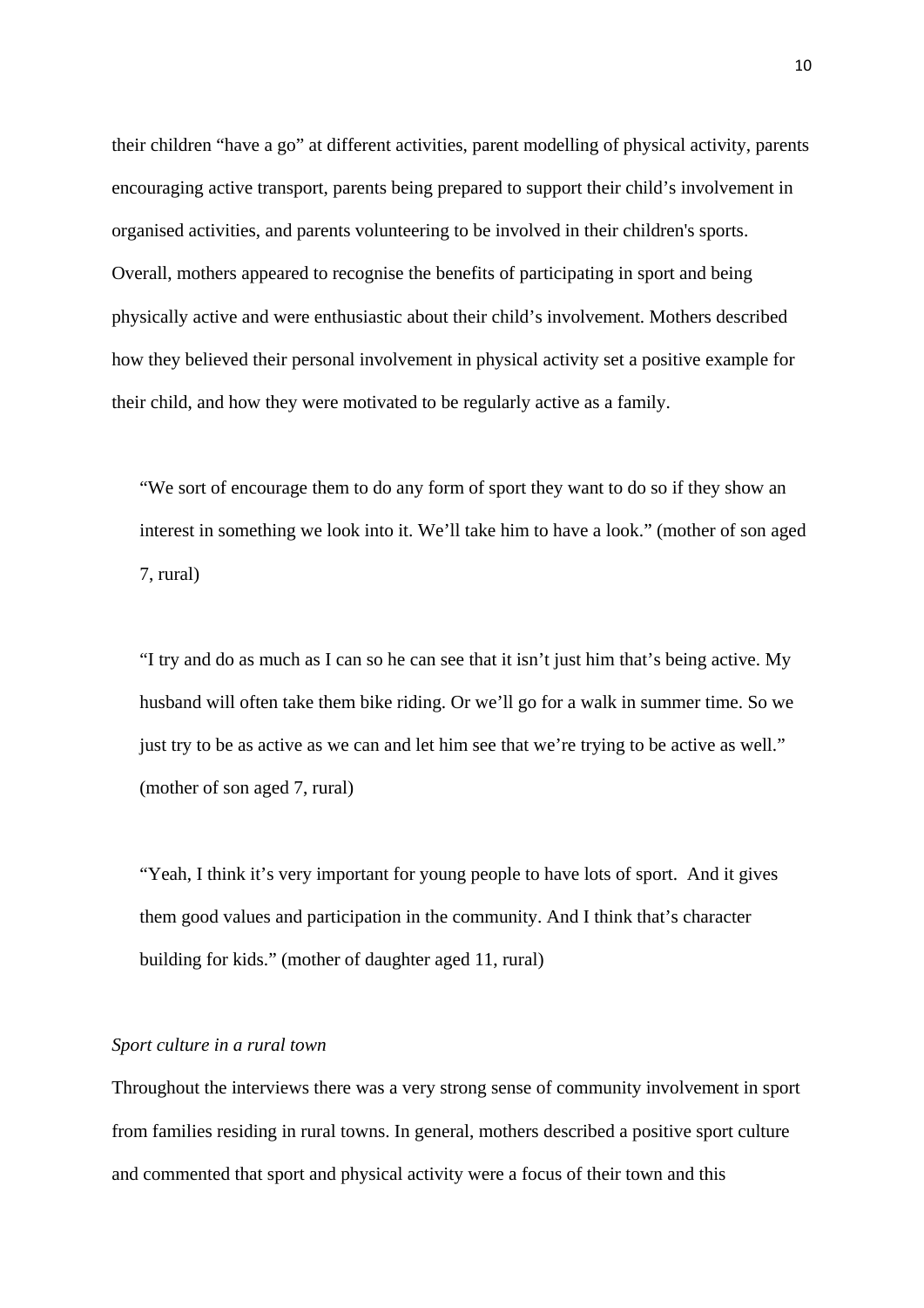their children "have a go" at different activities, parent modelling of physical activity, parents encouraging active transport, parents being prepared to support their child's involvement in organised activities, and parents volunteering to be involved in their children's sports. Overall, mothers appeared to recognise the benefits of participating in sport and being physically active and were enthusiastic about their child's involvement. Mothers described how they believed their personal involvement in physical activity set a positive example for their child, and how they were motivated to be regularly active as a family.

> "We sort of encourage them to do any form of sport they want to do so if they show an interest in something we look into it. We'll take him to have a look." (mother of son aged 7, rural)

> "I try and do as much as I can so he can see that it isn't just him that's being active. My husband will often take them bike riding. Or we'll go for a walk in summer time. So we just try to be as active as we can and let him see that we're trying to be active as well." (mother of son aged 7, rural)

> "Yeah, I think it's very important for young people to have lots of sport. And it gives them good values and participation in the community. And I think that's character building for kids." (mother of daughter aged 11, rural)

*Sport culture in a rural town*

Throughout the interviews there was a very strong sense of community involvement in sport from families residing in rural towns. In general, mothers described a positive sport culture and commented that sport and physical activity were a focus of their town and this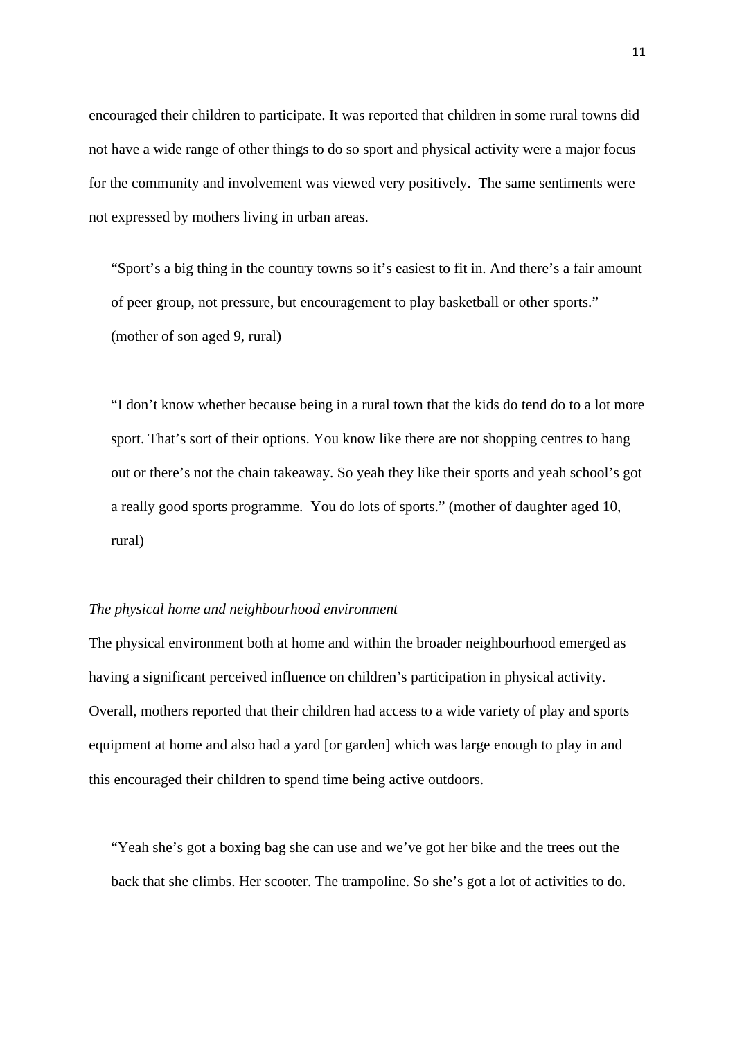encouraged their children to participate. It was reported that children in some rural towns did not have a wide range of other things to do so sport and physical activity were a major focus for the community and involvement was viewed very positively.  The same sentiments were not expressed by mothers living in urban areas.

> "Sport's a big thing in the country towns so it's easiest to fit in. And there's a fair amount of peer group, not pressure, but encouragement to play basketball or other sports." (mother of son aged 9, rural)

> "I don't know whether because being in a rural town that the kids do tend do to a lot more sport. That's sort of their options. You know like there are not shopping centres to hang out or there's not the chain takeaway. So yeah they like their sports and yeah school's got a really good sports programme.  You do lots of sports." (mother of daughter aged 10, rural)

*The physical home and neighbourhood environment*

The physical environment both at home and within the broader neighbourhood emerged as having a significant perceived influence on children's participation in physical activity. Overall, mothers reported that their children had access to a wide variety of play and sports equipment at home and also had a yard [or garden] which was large enough to play in and this encouraged their children to spend time being active outdoors.

> "Yeah she's got a boxing bag she can use and we've got her bike and the trees out the back that she climbs. Her scooter. The trampoline. So she's got a lot of activities to do.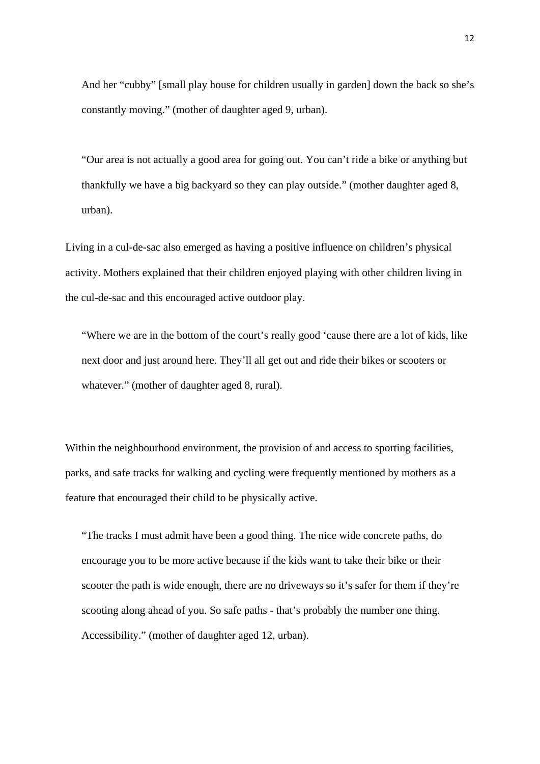> And her “cubby” [small play house for children usually in garden] down the back so she’s constantly moving.” (mother of daughter aged 9, urban).

> “Our area is not actually a good area for going out. You can’t ride a bike or anything but thankfully we have a big backyard so they can play outside.” (mother daughter aged 8, urban).

Living in a cul-de-sac also emerged as having a positive influence on children’s physical activity. Mothers explained that their children enjoyed playing with other children living in the cul-de-sac and this encouraged active outdoor play.

> “Where we are in the bottom of the court’s really good ‘cause there are a lot of kids, like next door and just around here. They’ll all get out and ride their bikes or scooters or whatever.” (mother of daughter aged 8, rural).

Within the neighbourhood environment, the provision of and access to sporting facilities, parks, and safe tracks for walking and cycling were frequently mentioned by mothers as a feature that encouraged their child to be physically active.

> “The tracks I must admit have been a good thing. The nice wide concrete paths, do encourage you to be more active because if the kids want to take their bike or their scooter the path is wide enough, there are no driveways so it’s safer for them if they’re scooting along ahead of you. So safe paths - that’s probably the number one thing. Accessibility.” (mother of daughter aged 12, urban).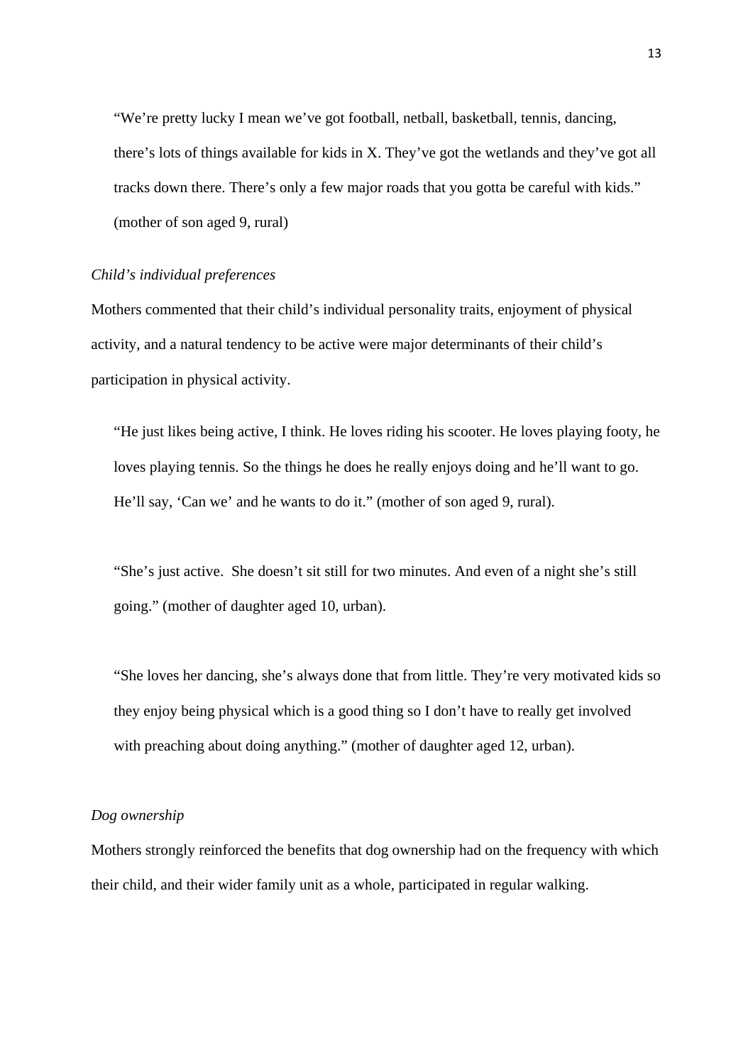> "We're pretty lucky I mean we've got football, netball, basketball, tennis, dancing, there's lots of things available for kids in X. They've got the wetlands and they've got all tracks down there. There's only a few major roads that you gotta be careful with kids." (mother of son aged 9, rural)

*Child's individual preferences*

Mothers commented that their child's individual personality traits, enjoyment of physical activity, and a natural tendency to be active were major determinants of their child's participation in physical activity.

> "He just likes being active, I think. He loves riding his scooter. He loves playing footy, he loves playing tennis. So the things he does he really enjoys doing and he'll want to go. He'll say, 'Can we' and he wants to do it." (mother of son aged 9, rural).

> "She's just active. She doesn't sit still for two minutes. And even of a night she's still going." (mother of daughter aged 10, urban).

> "She loves her dancing, she's always done that from little. They're very motivated kids so they enjoy being physical which is a good thing so I don't have to really get involved with preaching about doing anything." (mother of daughter aged 12, urban).

*Dog ownership*

Mothers strongly reinforced the benefits that dog ownership had on the frequency with which their child, and their wider family unit as a whole, participated in regular walking.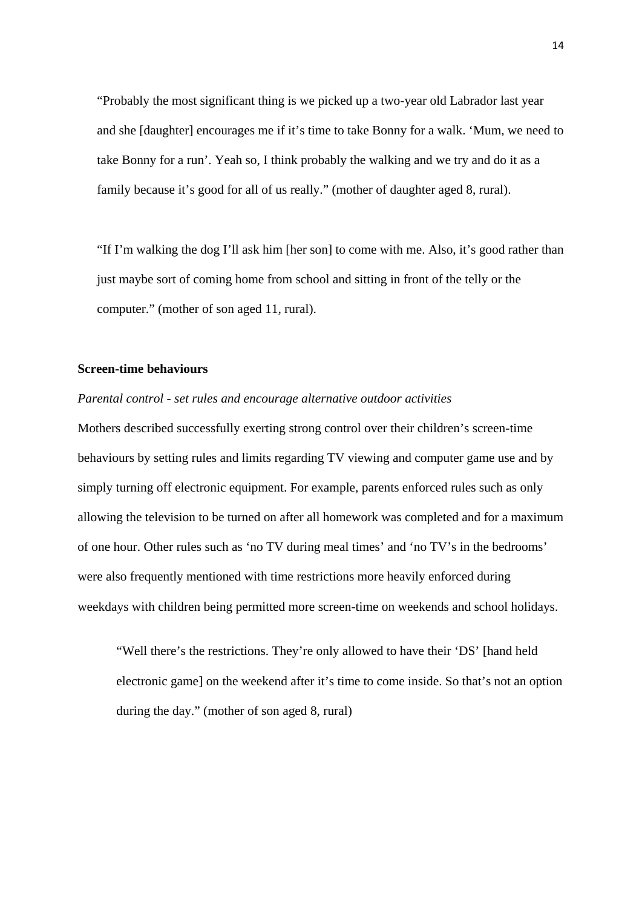> "Probably the most significant thing is we picked up a two-year old Labrador last year and she [daughter] encourages me if it's time to take Bonny for a walk. 'Mum, we need to take Bonny for a run'. Yeah so, I think probably the walking and we try and do it as a family because it's good for all of us really." (mother of daughter aged 8, rural).

> "If I'm walking the dog I'll ask him [her son] to come with me. Also, it's good rather than just maybe sort of coming home from school and sitting in front of the telly or the computer." (mother of son aged 11, rural).

**Screen-time behaviours**

*Parental control - set rules and encourage alternative outdoor activities*

Mothers described successfully exerting strong control over their children's screen-time behaviours by setting rules and limits regarding TV viewing and computer game use and by simply turning off electronic equipment. For example, parents enforced rules such as only allowing the television to be turned on after all homework was completed and for a maximum of one hour. Other rules such as 'no TV during meal times' and 'no TV's in the bedrooms' were also frequently mentioned with time restrictions more heavily enforced during weekdays with children being permitted more screen-time on weekends and school holidays.

> "Well there's the restrictions. They're only allowed to have their 'DS' [hand held electronic game] on the weekend after it's time to come inside. So that's not an option during the day." (mother of son aged 8, rural)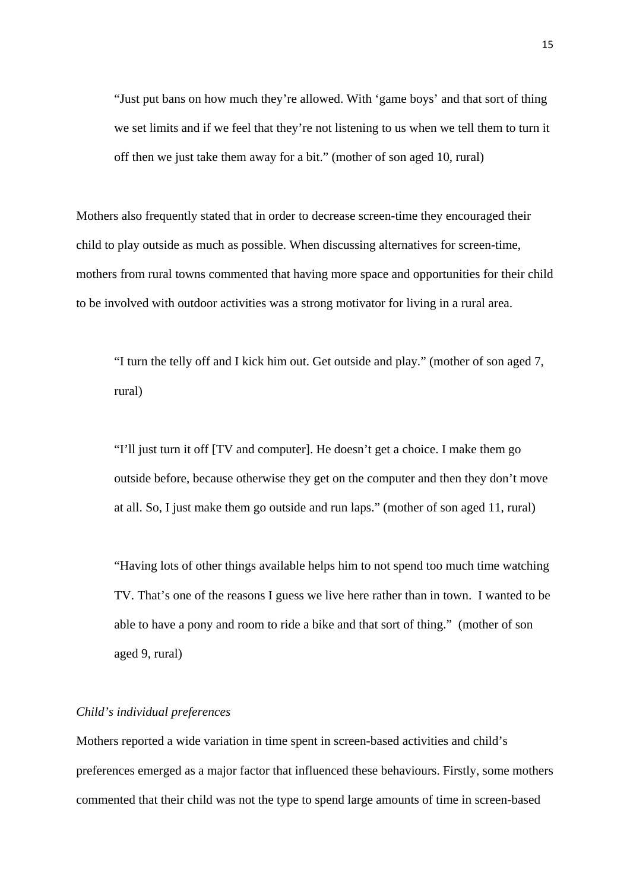> "Just put bans on how much they're allowed. With 'game boys' and that sort of thing we set limits and if we feel that they're not listening to us when we tell them to turn it off then we just take them away for a bit." (mother of son aged 10, rural)

Mothers also frequently stated that in order to decrease screen-time they encouraged their child to play outside as much as possible. When discussing alternatives for screen-time, mothers from rural towns commented that having more space and opportunities for their child to be involved with outdoor activities was a strong motivator for living in a rural area.

> "I turn the telly off and I kick him out. Get outside and play." (mother of son aged 7, rural)

> "I'll just turn it off [TV and computer]. He doesn't get a choice. I make them go outside before, because otherwise they get on the computer and then they don't move at all. So, I just make them go outside and run laps." (mother of son aged 11, rural)

> "Having lots of other things available helps him to not spend too much time watching TV. That's one of the reasons I guess we live here rather than in town. I wanted to be able to have a pony and room to ride a bike and that sort of thing." (mother of son aged 9, rural)

*Child's individual preferences*

Mothers reported a wide variation in time spent in screen-based activities and child's preferences emerged as a major factor that influenced these behaviours. Firstly, some mothers commented that their child was not the type to spend large amounts of time in screen-based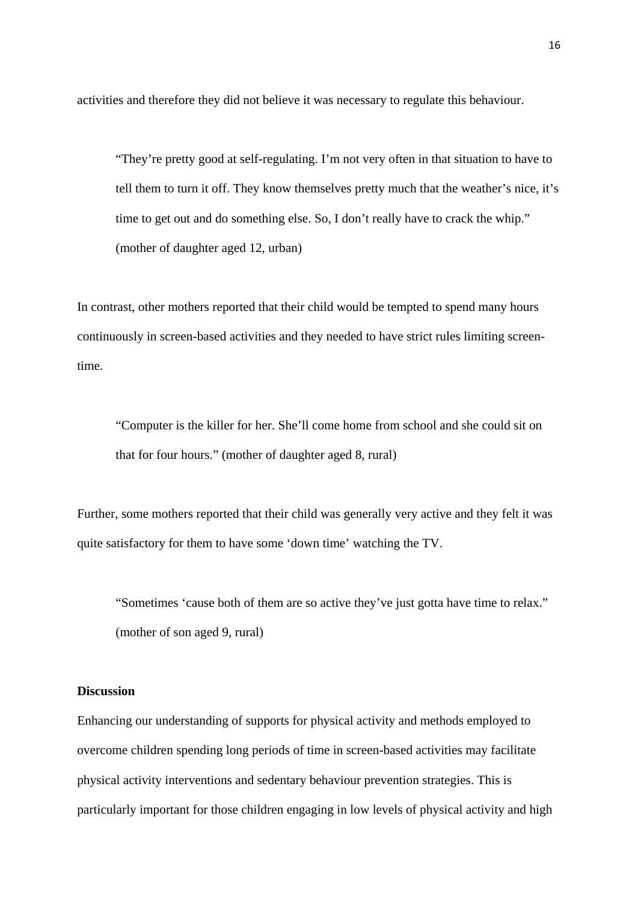activities and therefore they did not believe it was necessary to regulate this behaviour.

> "They're pretty good at self-regulating. I'm not very often in that situation to have to tell them to turn it off. They know themselves pretty much that the weather's nice, it's time to get out and do something else. So, I don't really have to crack the whip." (mother of daughter aged 12, urban)

In contrast, other mothers reported that their child would be tempted to spend many hours continuously in screen-based activities and they needed to have strict rules limiting screen-time.

> "Computer is the killer for her. She'll come home from school and she could sit on that for four hours." (mother of daughter aged 8, rural)

Further, some mothers reported that their child was generally very active and they felt it was quite satisfactory for them to have some 'down time' watching the TV.

> "Sometimes 'cause both of them are so active they've just gotta have time to relax." (mother of son aged 9, rural)

**Discussion**

Enhancing our understanding of supports for physical activity and methods employed to overcome children spending long periods of time in screen-based activities may facilitate physical activity interventions and sedentary behaviour prevention strategies. This is particularly important for those children engaging in low levels of physical activity and high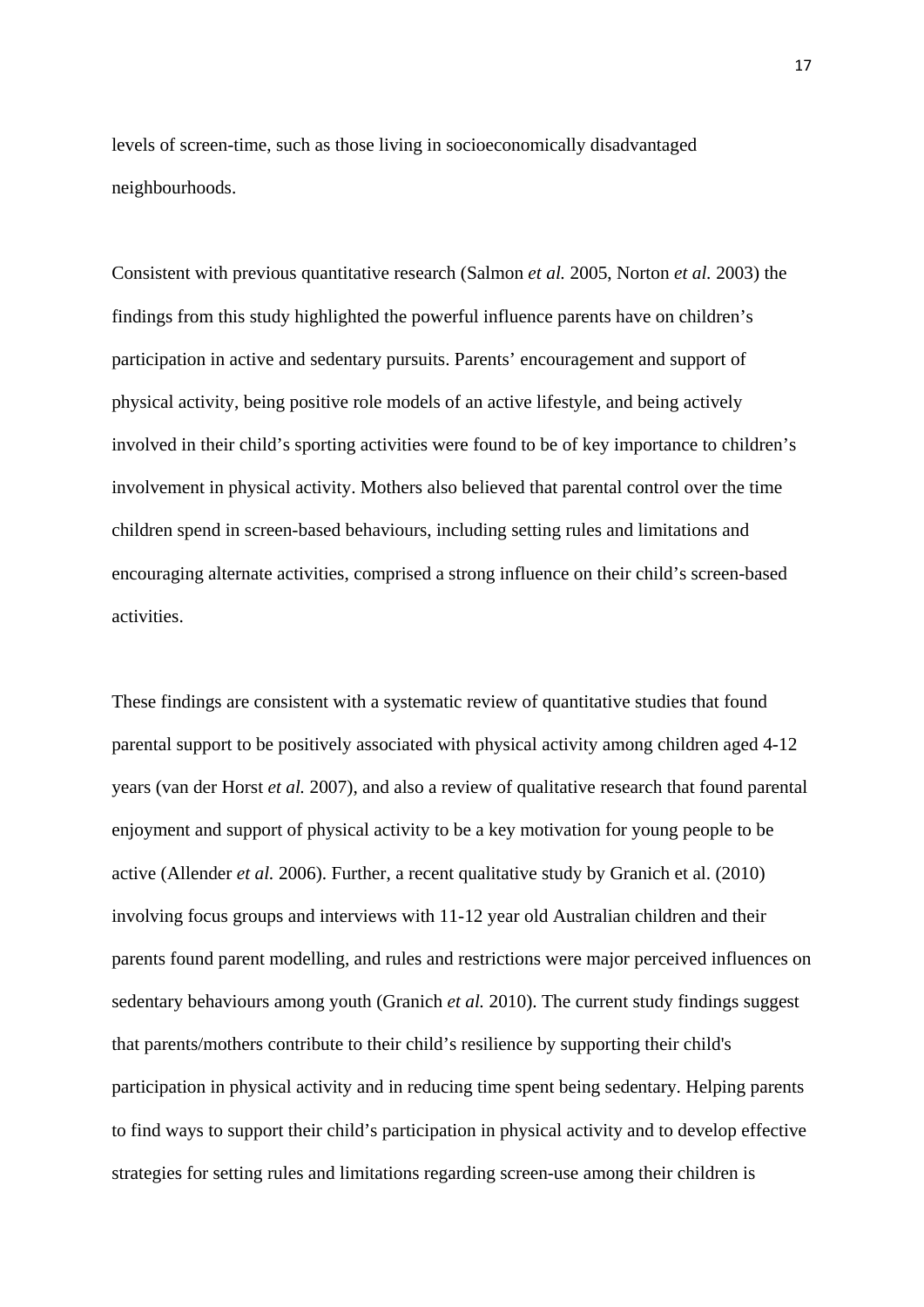levels of screen-time, such as those living in socioeconomically disadvantaged neighbourhoods.

Consistent with previous quantitative research (Salmon *et al.* 2005, Norton *et al.* 2003) the findings from this study highlighted the powerful influence parents have on children's participation in active and sedentary pursuits. Parents' encouragement and support of physical activity, being positive role models of an active lifestyle, and being actively involved in their child's sporting activities were found to be of key importance to children's involvement in physical activity. Mothers also believed that parental control over the time children spend in screen-based behaviours, including setting rules and limitations and encouraging alternate activities, comprised a strong influence on their child's screen-based activities.

These findings are consistent with a systematic review of quantitative studies that found parental support to be positively associated with physical activity among children aged 4-12 years (van der Horst *et al.* 2007), and also a review of qualitative research that found parental enjoyment and support of physical activity to be a key motivation for young people to be active (Allender *et al.* 2006). Further, a recent qualitative study by Granich et al. (2010) involving focus groups and interviews with 11-12 year old Australian children and their parents found parent modelling, and rules and restrictions were major perceived influences on sedentary behaviours among youth (Granich *et al.* 2010). The current study findings suggest that parents/mothers contribute to their child's resilience by supporting their child's participation in physical activity and in reducing time spent being sedentary. Helping parents to find ways to support their child's participation in physical activity and to develop effective strategies for setting rules and limitations regarding screen-use among their children is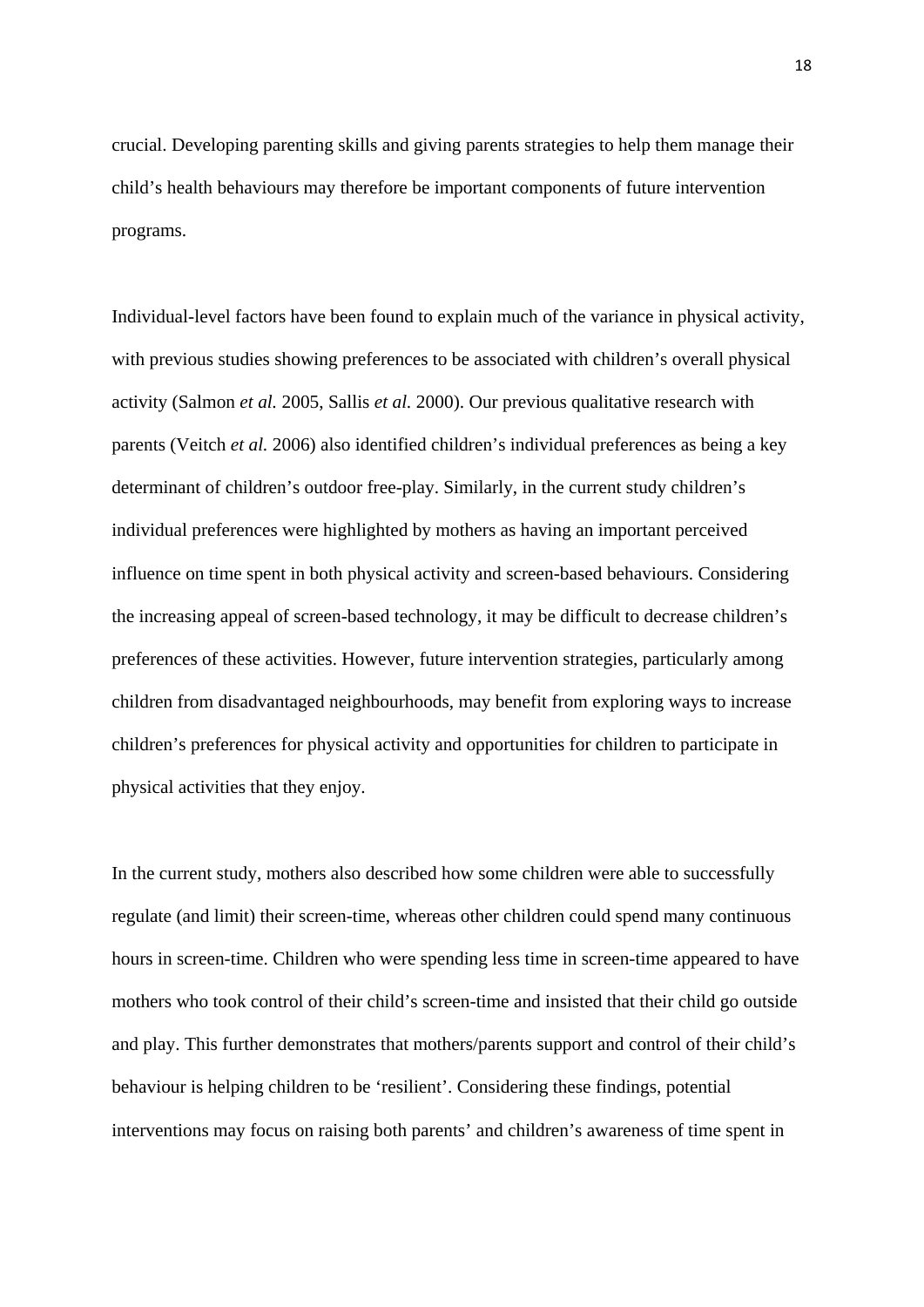crucial. Developing parenting skills and giving parents strategies to help them manage their child's health behaviours may therefore be important components of future intervention programs.

Individual-level factors have been found to explain much of the variance in physical activity, with previous studies showing preferences to be associated with children's overall physical activity (Salmon *et al.* 2005, Sallis *et al.* 2000). Our previous qualitative research with parents (Veitch *et al.* 2006) also identified children's individual preferences as being a key determinant of children's outdoor free-play. Similarly, in the current study children's individual preferences were highlighted by mothers as having an important perceived influence on time spent in both physical activity and screen-based behaviours. Considering the increasing appeal of screen-based technology, it may be difficult to decrease children's preferences of these activities. However, future intervention strategies, particularly among children from disadvantaged neighbourhoods, may benefit from exploring ways to increase children's preferences for physical activity and opportunities for children to participate in physical activities that they enjoy.

In the current study, mothers also described how some children were able to successfully regulate (and limit) their screen-time, whereas other children could spend many continuous hours in screen-time. Children who were spending less time in screen-time appeared to have mothers who took control of their child's screen-time and insisted that their child go outside and play. This further demonstrates that mothers/parents support and control of their child's behaviour is helping children to be 'resilient'. Considering these findings, potential interventions may focus on raising both parents' and children's awareness of time spent in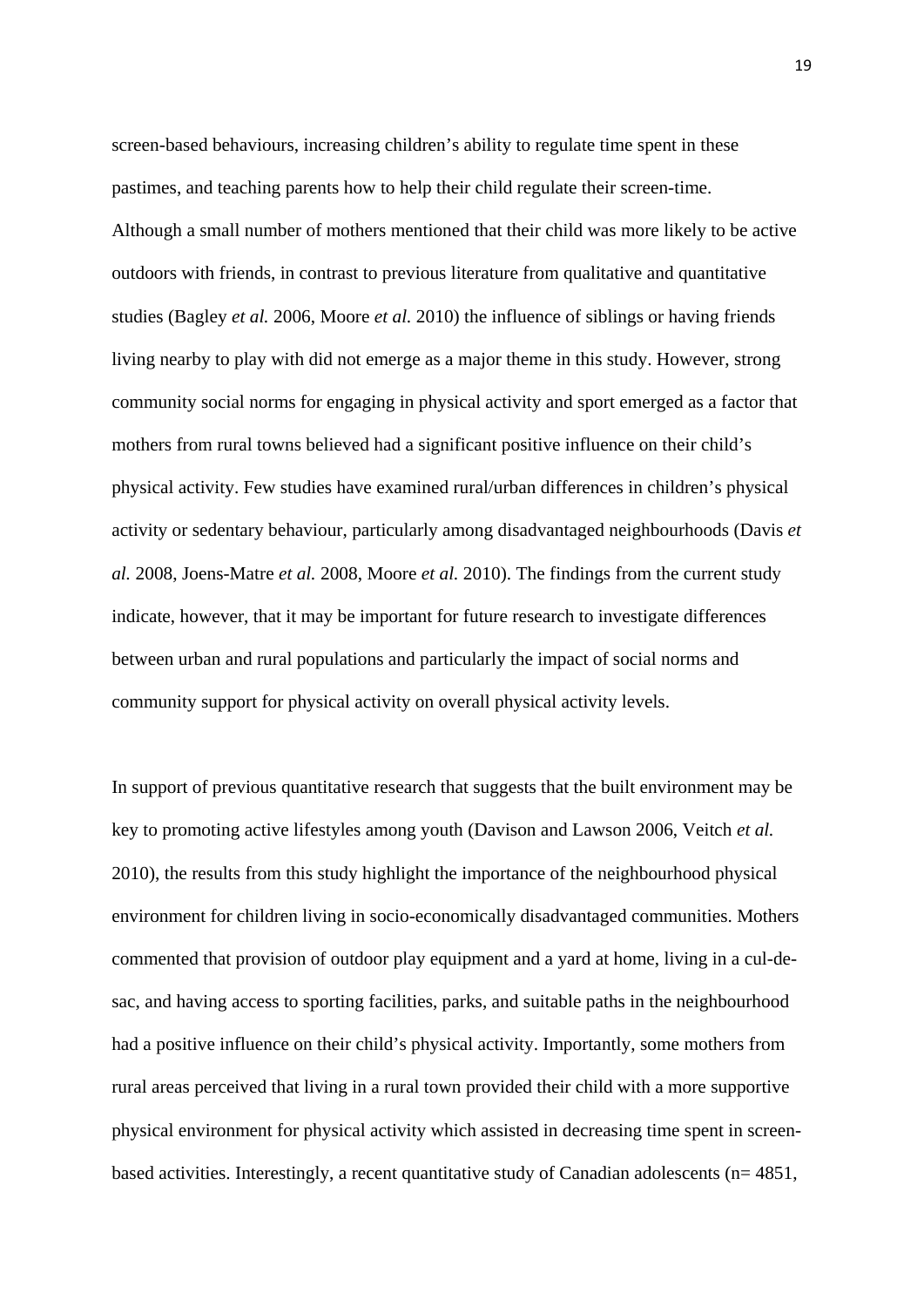screen-based behaviours, increasing children's ability to regulate time spent in these pastimes, and teaching parents how to help their child regulate their screen-time. Although a small number of mothers mentioned that their child was more likely to be active outdoors with friends, in contrast to previous literature from qualitative and quantitative studies (Bagley *et al.* 2006, Moore *et al.* 2010) the influence of siblings or having friends living nearby to play with did not emerge as a major theme in this study. However, strong community social norms for engaging in physical activity and sport emerged as a factor that mothers from rural towns believed had a significant positive influence on their child's physical activity. Few studies have examined rural/urban differences in children's physical activity or sedentary behaviour, particularly among disadvantaged neighbourhoods (Davis *et al.* 2008, Joens-Matre *et al.* 2008, Moore *et al.* 2010). The findings from the current study indicate, however, that it may be important for future research to investigate differences between urban and rural populations and particularly the impact of social norms and community support for physical activity on overall physical activity levels.

In support of previous quantitative research that suggests that the built environment may be key to promoting active lifestyles among youth (Davison and Lawson 2006, Veitch *et al.* 2010), the results from this study highlight the importance of the neighbourhood physical environment for children living in socio-economically disadvantaged communities. Mothers commented that provision of outdoor play equipment and a yard at home, living in a cul-de-sac, and having access to sporting facilities, parks, and suitable paths in the neighbourhood had a positive influence on their child's physical activity. Importantly, some mothers from rural areas perceived that living in a rural town provided their child with a more supportive physical environment for physical activity which assisted in decreasing time spent in screen-based activities. Interestingly, a recent quantitative study of Canadian adolescents (n= 4851,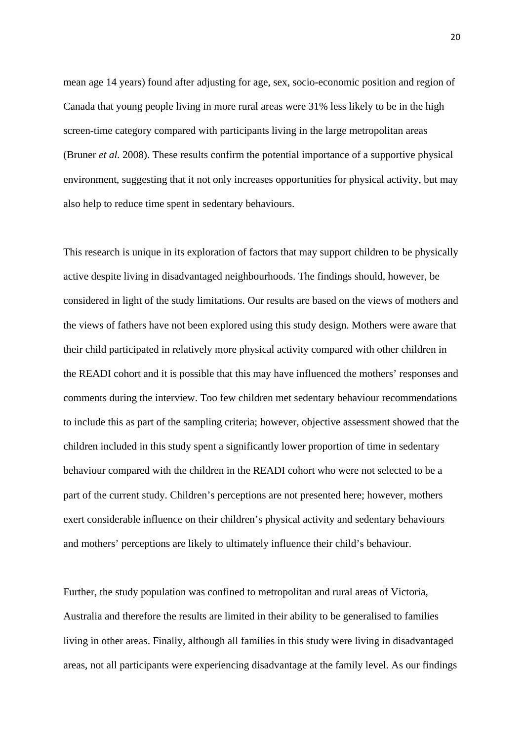mean age 14 years) found after adjusting for age, sex, socio-economic position and region of Canada that young people living in more rural areas were 31% less likely to be in the high screen-time category compared with participants living in the large metropolitan areas (Bruner *et al.* 2008). These results confirm the potential importance of a supportive physical environment, suggesting that it not only increases opportunities for physical activity, but may also help to reduce time spent in sedentary behaviours.

This research is unique in its exploration of factors that may support children to be physically active despite living in disadvantaged neighbourhoods. The findings should, however, be considered in light of the study limitations. Our results are based on the views of mothers and the views of fathers have not been explored using this study design. Mothers were aware that their child participated in relatively more physical activity compared with other children in the READI cohort and it is possible that this may have influenced the mothers' responses and comments during the interview. Too few children met sedentary behaviour recommendations to include this as part of the sampling criteria; however, objective assessment showed that the children included in this study spent a significantly lower proportion of time in sedentary behaviour compared with the children in the READI cohort who were not selected to be a part of the current study. Children's perceptions are not presented here; however, mothers exert considerable influence on their children's physical activity and sedentary behaviours and mothers' perceptions are likely to ultimately influence their child's behaviour.

Further, the study population was confined to metropolitan and rural areas of Victoria, Australia and therefore the results are limited in their ability to be generalised to families living in other areas. Finally, although all families in this study were living in disadvantaged areas, not all participants were experiencing disadvantage at the family level. As our findings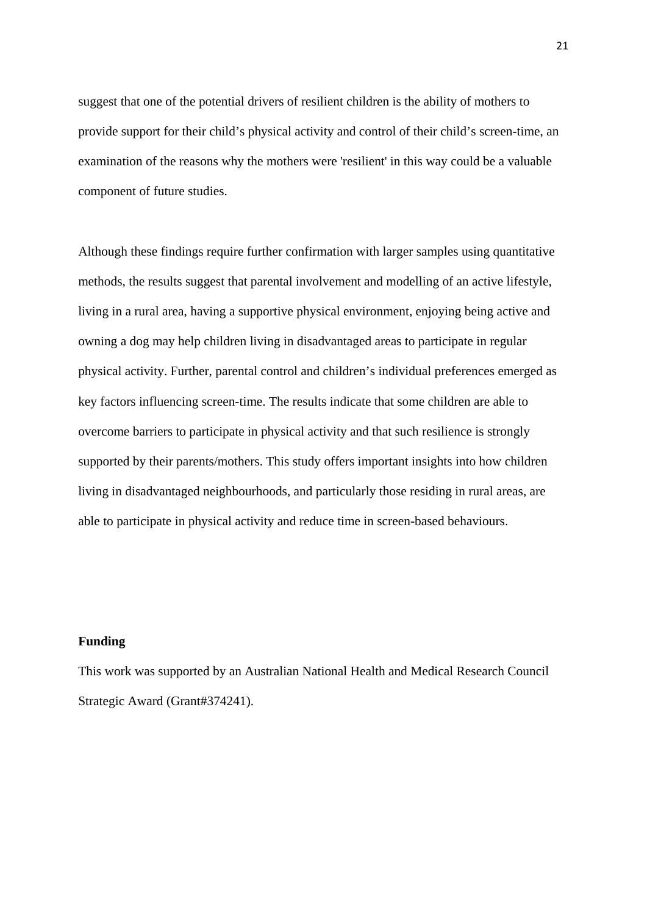suggest that one of the potential drivers of resilient children is the ability of mothers to provide support for their child’s physical activity and control of their child’s screen-time, an examination of the reasons why the mothers were 'resilient' in this way could be a valuable component of future studies.

Although these findings require further confirmation with larger samples using quantitative methods, the results suggest that parental involvement and modelling of an active lifestyle, living in a rural area, having a supportive physical environment, enjoying being active and owning a dog may help children living in disadvantaged areas to participate in regular physical activity. Further, parental control and children’s individual preferences emerged as key factors influencing screen-time. The results indicate that some children are able to overcome barriers to participate in physical activity and that such resilience is strongly supported by their parents/mothers. This study offers important insights into how children living in disadvantaged neighbourhoods, and particularly those residing in rural areas, are able to participate in physical activity and reduce time in screen-based behaviours.

**Funding**

This work was supported by an Australian National Health and Medical Research Council Strategic Award (Grant#374241).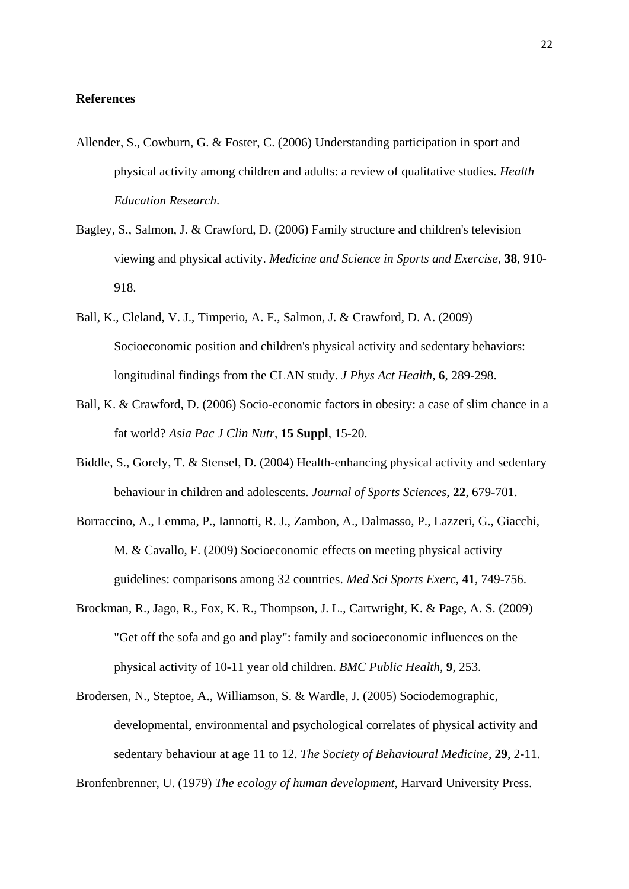**References**

Allender, S., Cowburn, G. & Foster, C. (2006) Understanding participation in sport and physical activity among children and adults: a review of qualitative studies. *Health Education Research*.

Bagley, S., Salmon, J. & Crawford, D. (2006) Family structure and children's television viewing and physical activity. *Medicine and Science in Sports and Exercise*, **38**, 910-918.

Ball, K., Cleland, V. J., Timperio, A. F., Salmon, J. & Crawford, D. A. (2009) Socioeconomic position and children's physical activity and sedentary behaviors: longitudinal findings from the CLAN study. *J Phys Act Health*, **6**, 289-298.

Ball, K. & Crawford, D. (2006) Socio-economic factors in obesity: a case of slim chance in a fat world? *Asia Pac J Clin Nutr*, **15 Suppl**, 15-20.

Biddle, S., Gorely, T. & Stensel, D. (2004) Health-enhancing physical activity and sedentary behaviour in children and adolescents. *Journal of Sports Sciences*, **22**, 679-701.

Borraccino, A., Lemma, P., Iannotti, R. J., Zambon, A., Dalmasso, P., Lazzeri, G., Giacchi, M. & Cavallo, F. (2009) Socioeconomic effects on meeting physical activity guidelines: comparisons among 32 countries. *Med Sci Sports Exerc*, **41**, 749-756.

Brockman, R., Jago, R., Fox, K. R., Thompson, J. L., Cartwright, K. & Page, A. S. (2009) "Get off the sofa and go and play": family and socioeconomic influences on the physical activity of 10-11 year old children. *BMC Public Health*, **9**, 253.

Brodersen, N., Steptoe, A., Williamson, S. & Wardle, J. (2005) Sociodemographic, developmental, environmental and psychological correlates of physical activity and sedentary behaviour at age 11 to 12. *The Society of Behavioural Medicine*, **29**, 2-11.

Bronfenbrenner, U. (1979) *The ecology of human development*, Harvard University Press.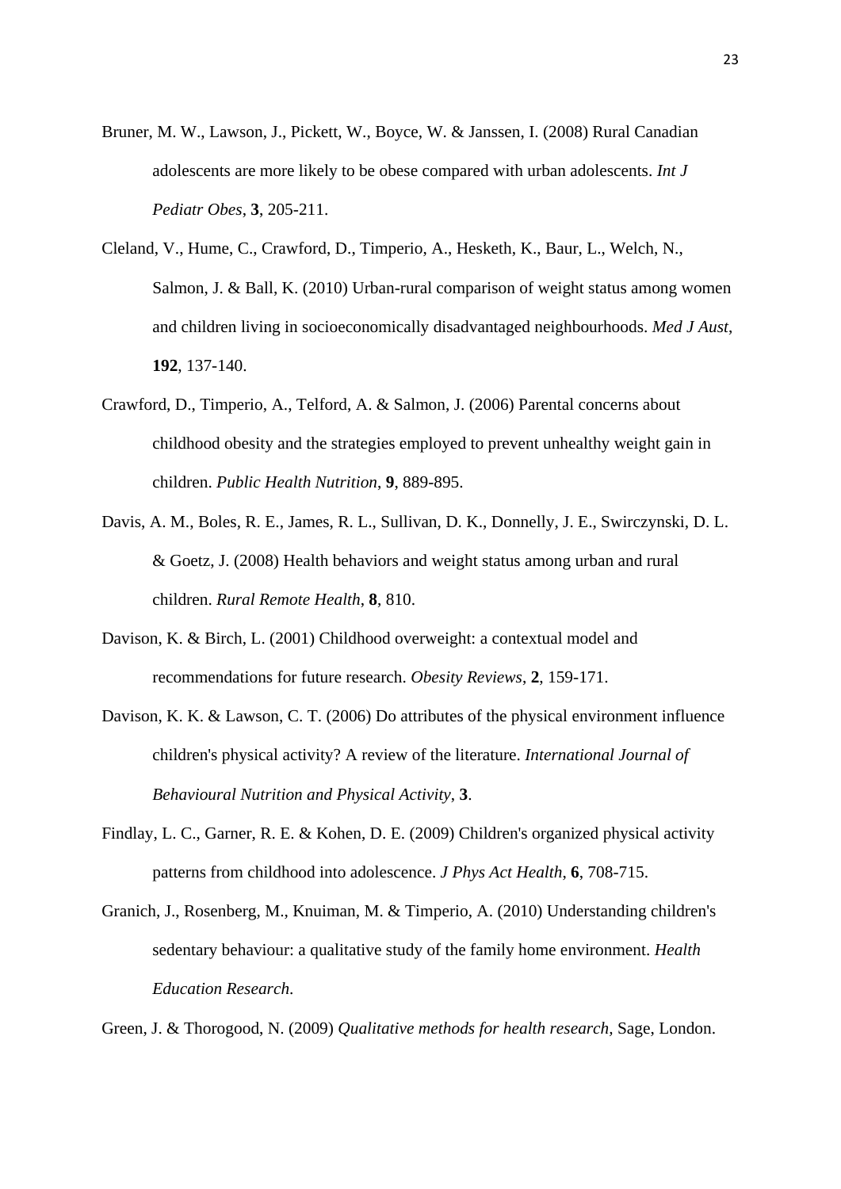Bruner, M. W., Lawson, J., Pickett, W., Boyce, W. & Janssen, I. (2008) Rural Canadian adolescents are more likely to be obese compared with urban adolescents. *Int J Pediatr Obes*, **3**, 205-211.

Cleland, V., Hume, C., Crawford, D., Timperio, A., Hesketh, K., Baur, L., Welch, N., Salmon, J. & Ball, K. (2010) Urban-rural comparison of weight status among women and children living in socioeconomically disadvantaged neighbourhoods. *Med J Aust*, **192**, 137-140.

Crawford, D., Timperio, A., Telford, A. & Salmon, J. (2006) Parental concerns about childhood obesity and the strategies employed to prevent unhealthy weight gain in children. *Public Health Nutrition*, **9**, 889-895.

Davis, A. M., Boles, R. E., James, R. L., Sullivan, D. K., Donnelly, J. E., Swirczynski, D. L. & Goetz, J. (2008) Health behaviors and weight status among urban and rural children. *Rural Remote Health*, **8**, 810.

Davison, K. & Birch, L. (2001) Childhood overweight: a contextual model and recommendations for future research. *Obesity Reviews*, **2**, 159-171.

Davison, K. K. & Lawson, C. T. (2006) Do attributes of the physical environment influence children's physical activity? A review of the literature. *International Journal of Behavioural Nutrition and Physical Activity*, **3**.

Findlay, L. C., Garner, R. E. & Kohen, D. E. (2009) Children's organized physical activity patterns from childhood into adolescence. *J Phys Act Health*, **6**, 708-715.

Granich, J., Rosenberg, M., Knuiman, M. & Timperio, A. (2010) Understanding children's sedentary behaviour: a qualitative study of the family home environment. *Health Education Research*.

Green, J. & Thorogood, N. (2009) *Qualitative methods for health research*, Sage, London.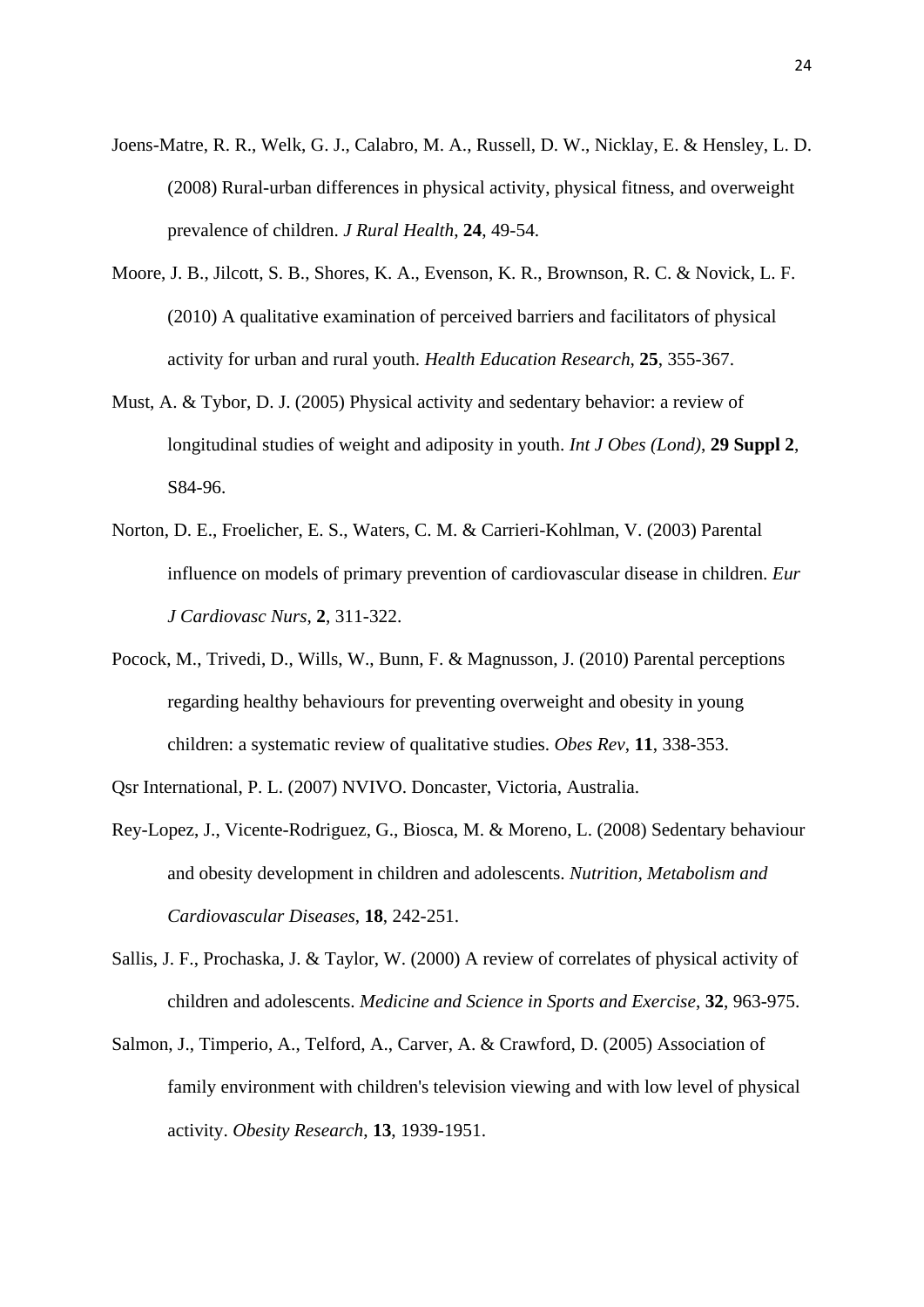Joens-Matre, R. R., Welk, G. J., Calabro, M. A., Russell, D. W., Nicklay, E. & Hensley, L. D. (2008) Rural-urban differences in physical activity, physical fitness, and overweight prevalence of children. *J Rural Health*, **24**, 49-54.

Moore, J. B., Jilcott, S. B., Shores, K. A., Evenson, K. R., Brownson, R. C. & Novick, L. F. (2010) A qualitative examination of perceived barriers and facilitators of physical activity for urban and rural youth. *Health Education Research*, **25**, 355-367.

Must, A. & Tybor, D. J. (2005) Physical activity and sedentary behavior: a review of longitudinal studies of weight and adiposity in youth. *Int J Obes (Lond)*, **29 Suppl 2**, S84-96.

Norton, D. E., Froelicher, E. S., Waters, C. M. & Carrieri-Kohlman, V. (2003) Parental influence on models of primary prevention of cardiovascular disease in children. *Eur J Cardiovasc Nurs*, **2**, 311-322.

Pocock, M., Trivedi, D., Wills, W., Bunn, F. & Magnusson, J. (2010) Parental perceptions regarding healthy behaviours for preventing overweight and obesity in young children: a systematic review of qualitative studies. *Obes Rev*, **11**, 338-353.

Qsr International, P. L. (2007) NVIVO. Doncaster, Victoria, Australia.

Rey-Lopez, J., Vicente-Rodriguez, G., Biosca, M. & Moreno, L. (2008) Sedentary behaviour and obesity development in children and adolescents. *Nutrition, Metabolism and Cardiovascular Diseases*, **18**, 242-251.

Sallis, J. F., Prochaska, J. & Taylor, W. (2000) A review of correlates of physical activity of children and adolescents. *Medicine and Science in Sports and Exercise*, **32**, 963-975.

Salmon, J., Timperio, A., Telford, A., Carver, A. & Crawford, D. (2005) Association of family environment with children's television viewing and with low level of physical activity. *Obesity Research*, **13**, 1939-1951.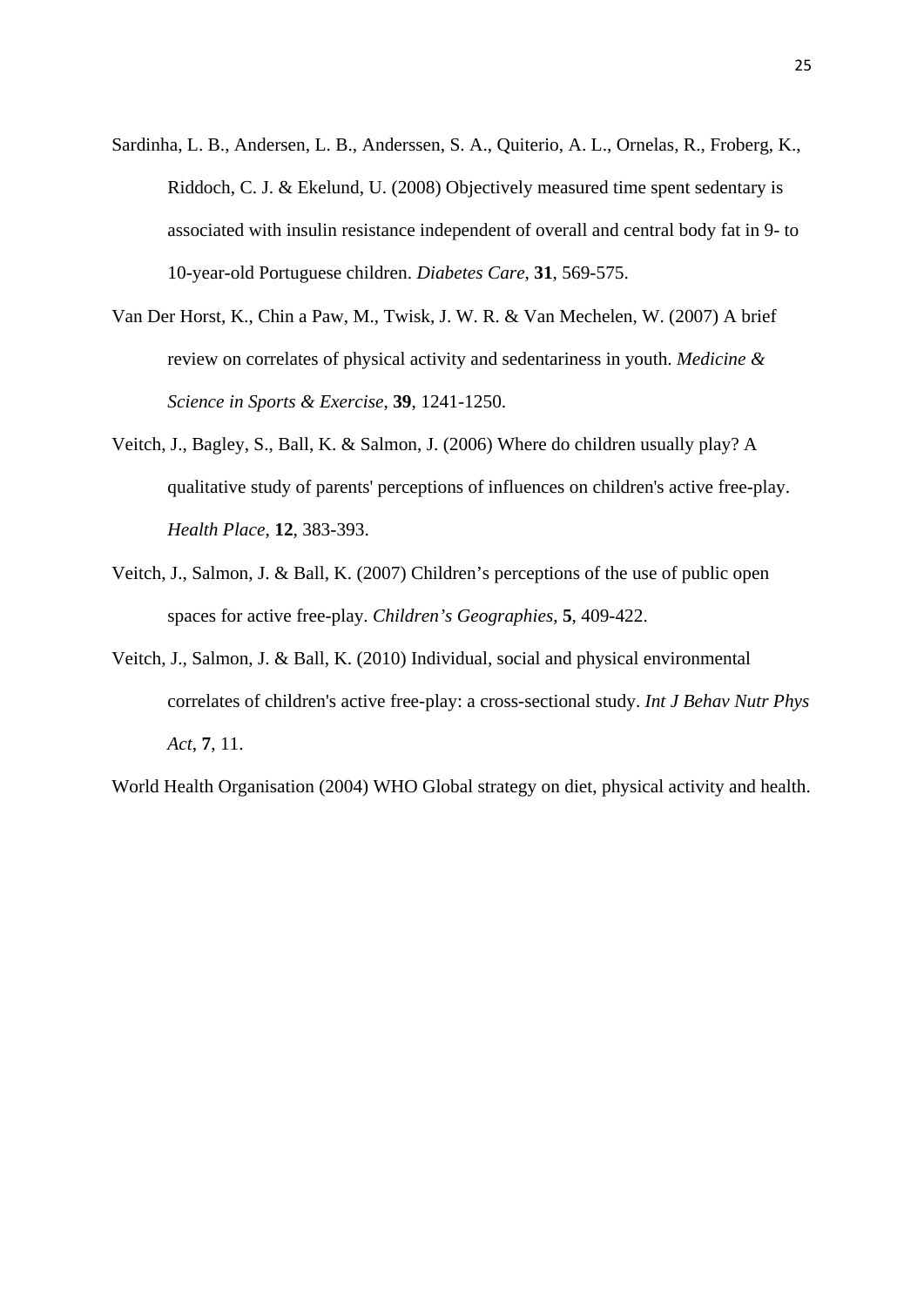Sardinha, L. B., Andersen, L. B., Anderssen, S. A., Quiterio, A. L., Ornelas, R., Froberg, K., Riddoch, C. J. & Ekelund, U. (2008) Objectively measured time spent sedentary is associated with insulin resistance independent of overall and central body fat in 9- to 10-year-old Portuguese children. *Diabetes Care*, **31**, 569-575.

Van Der Horst, K., Chin a Paw, M., Twisk, J. W. R. & Van Mechelen, W. (2007) A brief review on correlates of physical activity and sedentariness in youth. *Medicine & Science in Sports & Exercise*, **39**, 1241-1250.

Veitch, J., Bagley, S., Ball, K. & Salmon, J. (2006) Where do children usually play? A qualitative study of parents' perceptions of influences on children's active free-play. *Health Place*, **12**, 383-393.

Veitch, J., Salmon, J. & Ball, K. (2007) Children's perceptions of the use of public open spaces for active free-play. *Children's Geographies*, **5**, 409-422.

Veitch, J., Salmon, J. & Ball, K. (2010) Individual, social and physical environmental correlates of children's active free-play: a cross-sectional study. *Int J Behav Nutr Phys Act*, **7**, 11.

World Health Organisation (2004) WHO Global strategy on diet, physical activity and health.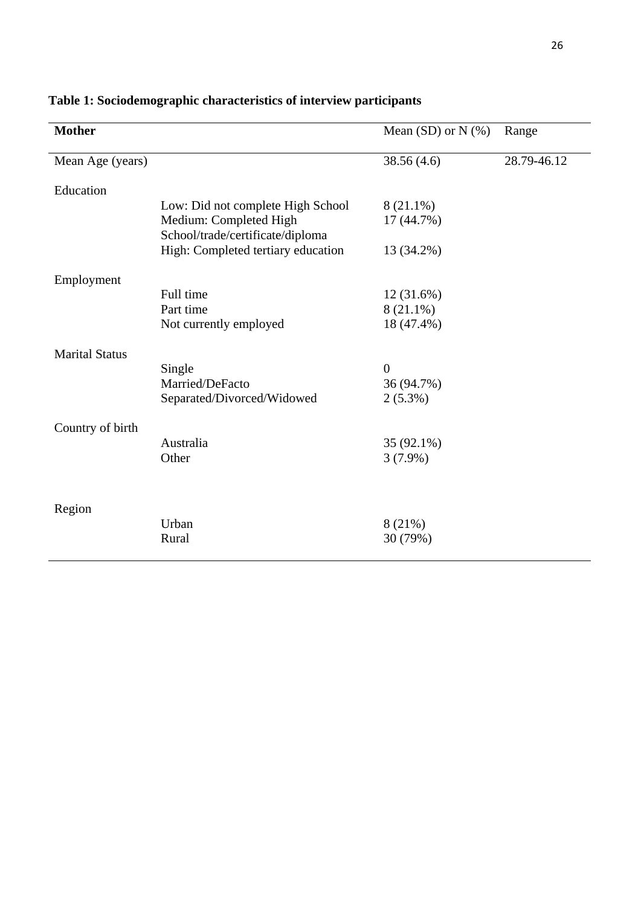**Table 1: Sociodemographic characteristics of interview participants**

| **Mother** | | Mean (SD) or N (%) | Range |
|---|---|---|---|
| Mean Age (years) | | 38.56 (4.6) | 28.79-46.12 |
| Education | | | |
| | Low: Did not complete High School | 8 (21.1%) | |
| | Medium: Completed High School/trade/certificate/diploma | 17 (44.7%) | |
| | High: Completed tertiary education | 13 (34.2%) | |
| Employment | | | |
| | Full time | 12 (31.6%) | |
| | Part time | 8 (21.1%) | |
| | Not currently employed | 18 (47.4%) | |
| Marital Status | | | |
| | Single | 0 | |
| | Married/DeFacto | 36 (94.7%) | |
| | Separated/Divorced/Widowed | 2 (5.3%) | |
| Country of birth | | | |
| | Australia | 35 (92.1%) | |
| | Other | 3 (7.9%) | |
| Region | | | |
| | Urban | 8 (21%) | |
| | Rural | 30 (79%) | |